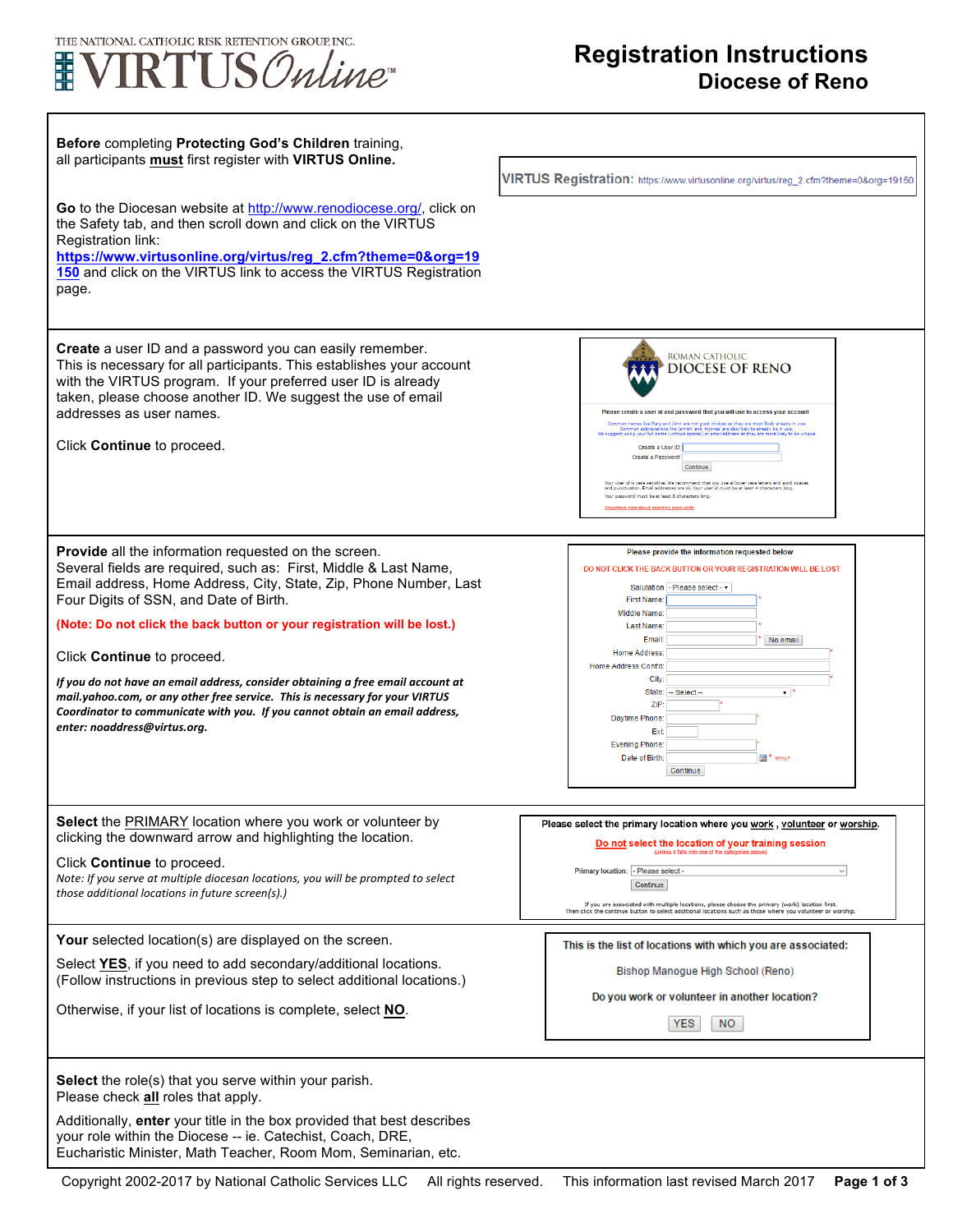THE NATIONAL CATHOLIC RISK RETENTION GROUP, INC.
**VIRTUS Online™**

# Registration Instructions
## Diocese of Reno

**Before** completing **Protecting God's Children** training, all participants **must** first register with **VIRTUS Online.**

**Go** to the Diocesan website at http://www.renodiocese.org/, click on the Safety tab, and then scroll down and click on the VIRTUS Registration link: **https://www.virtusonline.org/virtus/reg_2.cfm?theme=0&org=19150** and click on the VIRTUS link to access the VIRTUS Registration page.

VIRTUS Registration: https://www.virtusonline.org/virtus/reg_2.cfm?theme=0&org=19150

---

**Create** a user ID and a password you can easily remember. This is necessary for all participants. This establishes your account with the VIRTUS program. If your preferred user ID is already taken, please choose another ID. We suggest the use of email addresses as user names.

Click **Continue** to proceed.

---

**Provide** all the information requested on the screen. Several fields are required, such as: First, Middle & Last Name, Email address, Home Address, City, State, Zip, Phone Number, Last Four Digits of SSN, and Date of Birth.

**(Note: Do not click the back button or your registration will be lost.)**

Click **Continue** to proceed.

***If you do not have an email address, consider obtaining a free email account at mail.yahoo.com, or any other free service. This is necessary for your VIRTUS Coordinator to communicate with you. If you cannot obtain an email address, enter: noaddress@virtus.org.***

---

**Select** the PRIMARY location where you work or volunteer by clicking the downward arrow and highlighting the location.

Click **Continue** to proceed.

*Note: If you serve at multiple diocesan locations, you will be prompted to select those additional locations in future screen(s).)*

---

**Your** selected location(s) are displayed on the screen.

Select **YES**, if you need to add secondary/additional locations. (Follow instructions in previous step to select additional locations.)

Otherwise, if your list of locations is complete, select **NO**.

---

**Select** the role(s) that you serve within your parish. Please check **all** roles that apply.

Additionally, **enter** your title in the box provided that best describes your role within the Diocese -- ie. Catechist, Coach, DRE, Eucharistic Minister, Math Teacher, Room Mom, Seminarian, etc.

Copyright 2002-2017 by National Catholic Services LLC All rights reserved. This information last revised March 2017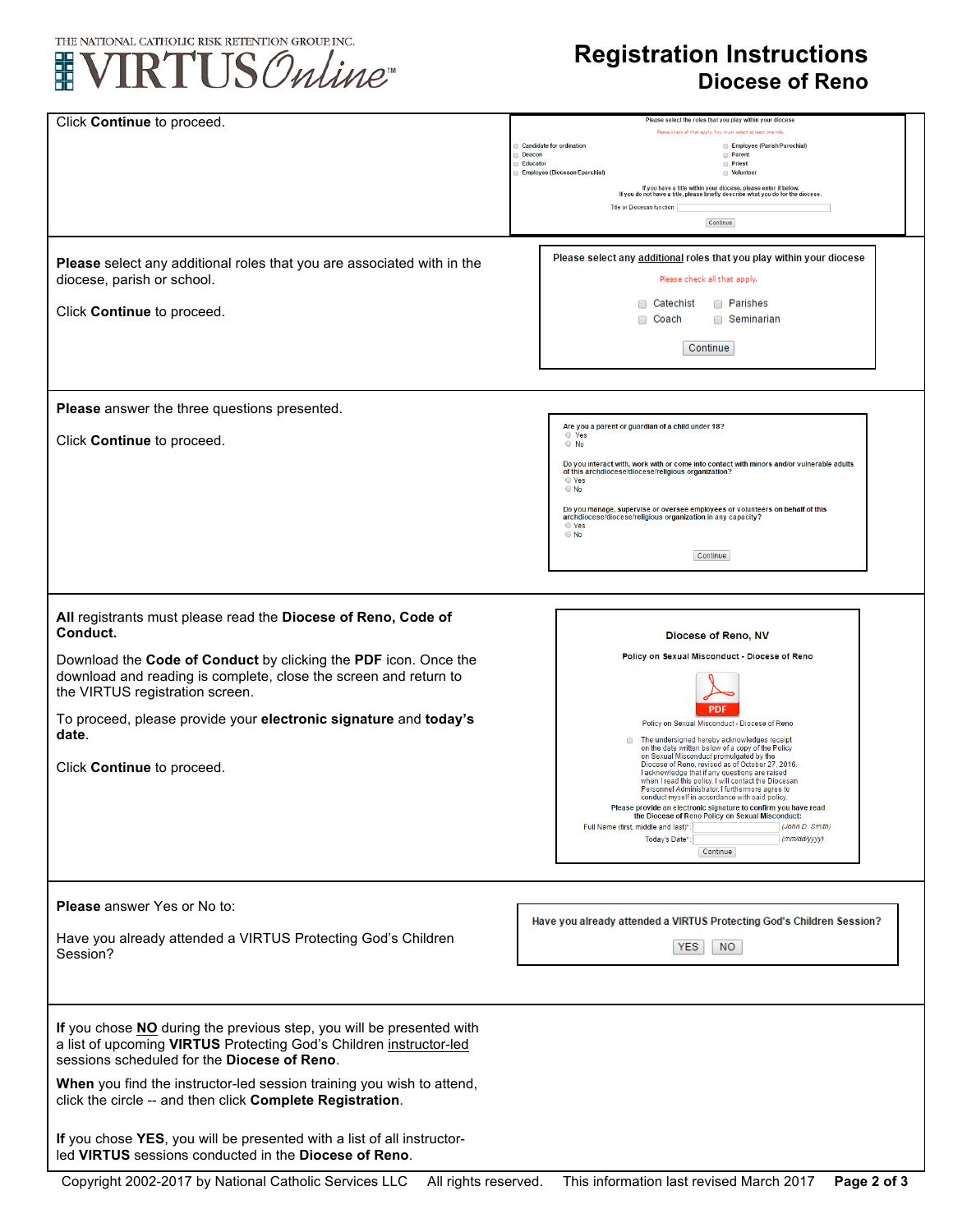Click **Continue** to proceed.

**Please** select any additional roles that you are associated with in the diocese, parish or school.

Click **Continue** to proceed.

**Please** answer the three questions presented.

Click **Continue** to proceed.

**All** registrants must please read the **Diocese of Reno, Code of Conduct.**

Download the **Code of Conduct** by clicking the **PDF** icon. Once the download and reading is complete, close the screen and return to the VIRTUS registration screen.

To proceed, please provide your **electronic signature** and **today's date**.

Click **Continue** to proceed.

**Please** answer Yes or No to:

Have you already attended a VIRTUS Protecting God's Children Session?

**If** you chose **NO** during the previous step, you will be presented with a list of upcoming **VIRTUS** Protecting God's Children instructor-led sessions scheduled for the **Diocese of Reno**.

**When** you find the instructor-led session training you wish to attend, click the circle -- and then click **Complete Registration**.

**If** you chose **YES**, you will be presented with a list of all instructor-led **VIRTUS** sessions conducted in the **Diocese of Reno**.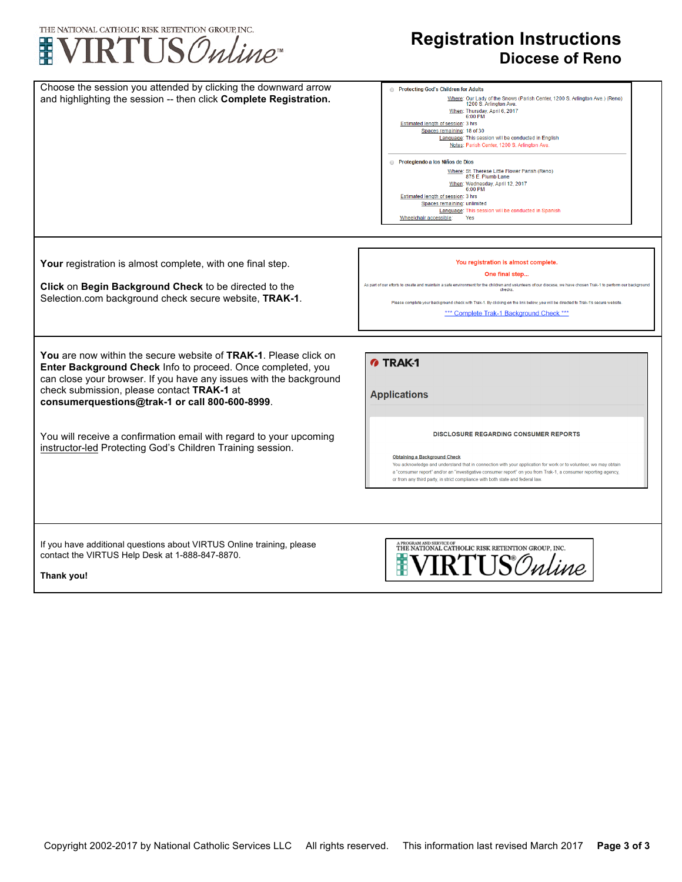# Registration Instructions

## Diocese of Reno

Choose the session you attended by clicking the downward arrow and highlighting the session -- then click **Complete Registration.**

Protecting God's Children for Adults

Where: Our Lady of the Snows (Parish Center, 1200 S. Arlington Ave.) (Reno) 1200 S. Arlington Ave.
When: Thursday, April 6, 2017 6:00 PM
Estimated length of session: 3 hrs
Spaces remaining: 18 of 30
Language: This session will be conducted in English
Notes: Parish Center, 1200 S. Arlington Ave.

Protegiendo a los Niños de Dios

Where: St. Therese Little Flower Parish (Reno) 875 E. Plumb Lane
When: Wednesday, April 12, 2017 6:00 PM
Estimated length of session: 3 hrs
Spaces remaining: unlimited
Language: This session will be conducted in Spanish
Wheelchair accessible: Yes

**Your** registration is almost complete, with one final step.

**Click** on **Begin Background Check** to be directed to the Selection.com background check secure website, **TRAK-1**.

You registration is almost complete.

One final step...

As part of our efforts to create and maintain a safe environment for the children and volunteers of our diocese, we have chosen Trak-1 to perform our background checks.

Please complete your background check with Trak-1. By clicking on the link below you will be directed to Trak-1's secure website.

\*\*\* Complete Trak-1 Background Check \*\*\*

**You** are now within the secure website of **TRAK-1**. Please click on **Enter Background Check** Info to proceed. Once completed, you can close your browser. If you have any issues with the background check submission, please contact **TRAK-1** at **consumerquestions@trak-1 or call 800-600-8999**.

You will receive a confirmation email with regard to your upcoming instructor-led Protecting God's Children Training session.

TRAK-1

Applications

DISCLOSURE REGARDING CONSUMER REPORTS

Obtaining a Background Check

You acknowledge and understand that in connection with your application for work or to volunteer, we may obtain a "consumer report" and/or an "investigative consumer report" on you from Trak-1, a consumer reporting agency, or from any third party, in strict compliance with both state and federal law.

If you have additional questions about VIRTUS Online training, please contact the VIRTUS Help Desk at 1-888-847-8870.

**Thank you!**

A PROGRAM AND SERVICE OF THE NATIONAL CATHOLIC RISK RETENTION GROUP, INC. VIRTUS® Online

Copyright 2002-2017 by National Catholic Services LLC All rights reserved. This information last revised March 2017